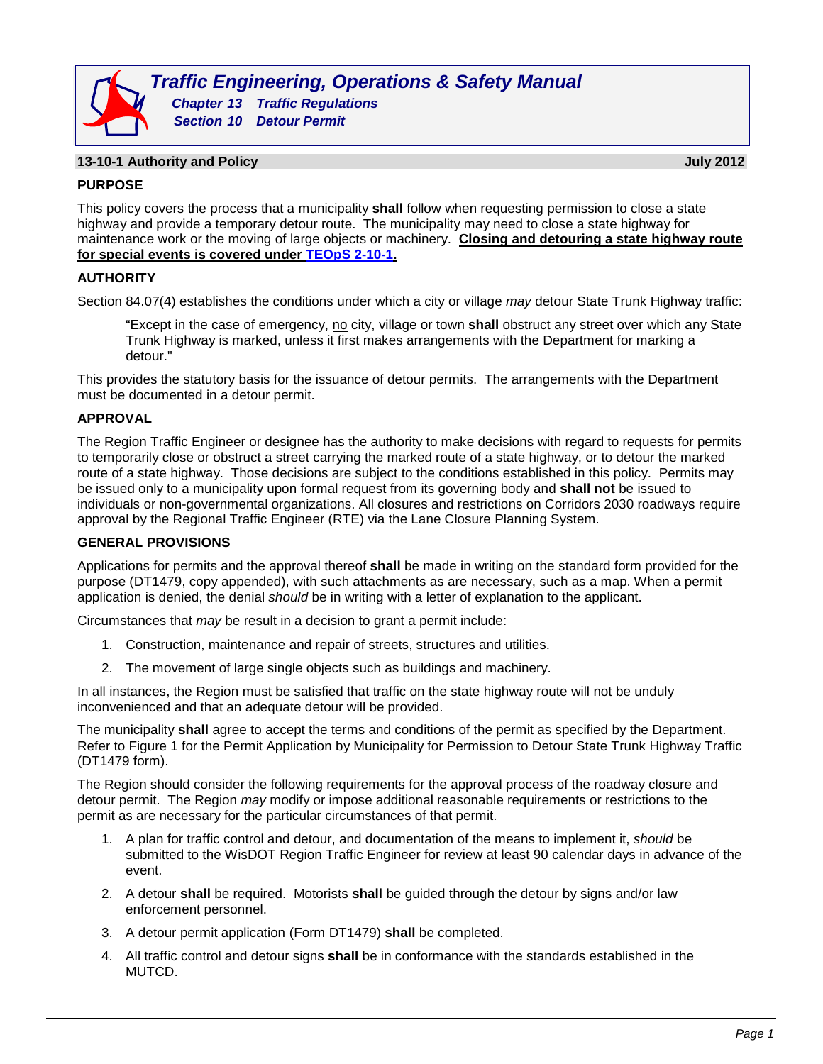# *Traffic Engineering, Operations & Safety Manual*

***Chapter 13 Traffic Regulations***

***Section 10 Detour Permit***

## 13-10-1 Authority and Policy — July 2012

### PURPOSE

This policy covers the process that a municipality **shall** follow when requesting permission to close a state highway and provide a temporary detour route. The municipality may need to close a state highway for maintenance work or the moving of large objects or machinery. **Closing and detouring a state highway route for special events is covered under TEOpS 2-10-1.**

### AUTHORITY

Section 84.07(4) establishes the conditions under which a city or village *may* detour State Trunk Highway traffic:

> "Except in the case of emergency, no city, village or town **shall** obstruct any street over which any State Trunk Highway is marked, unless it first makes arrangements with the Department for marking a detour."

This provides the statutory basis for the issuance of detour permits. The arrangements with the Department must be documented in a detour permit.

### APPROVAL

The Region Traffic Engineer or designee has the authority to make decisions with regard to requests for permits to temporarily close or obstruct a street carrying the marked route of a state highway, or to detour the marked route of a state highway. Those decisions are subject to the conditions established in this policy. Permits may be issued only to a municipality upon formal request from its governing body and **shall not** be issued to individuals or non-governmental organizations. All closures and restrictions on Corridors 2030 roadways require approval by the Regional Traffic Engineer (RTE) via the Lane Closure Planning System.

### GENERAL PROVISIONS

Applications for permits and the approval thereof **shall** be made in writing on the standard form provided for the purpose (DT1479, copy appended), with such attachments as are necessary, such as a map. When a permit application is denied, the denial *should* be in writing with a letter of explanation to the applicant.

Circumstances that *may* be result in a decision to grant a permit include:

1. Construction, maintenance and repair of streets, structures and utilities.
2. The movement of large single objects such as buildings and machinery.

In all instances, the Region must be satisfied that traffic on the state highway route will not be unduly inconvenienced and that an adequate detour will be provided.

The municipality **shall** agree to accept the terms and conditions of the permit as specified by the Department. Refer to Figure 1 for the Permit Application by Municipality for Permission to Detour State Trunk Highway Traffic (DT1479 form).

The Region should consider the following requirements for the approval process of the roadway closure and detour permit. The Region *may* modify or impose additional reasonable requirements or restrictions to the permit as are necessary for the particular circumstances of that permit.

1. A plan for traffic control and detour, and documentation of the means to implement it, *should* be submitted to the WisDOT Region Traffic Engineer for review at least 90 calendar days in advance of the event.
2. A detour **shall** be required. Motorists **shall** be guided through the detour by signs and/or law enforcement personnel.
3. A detour permit application (Form DT1479) **shall** be completed.
4. All traffic control and detour signs **shall** be in conformance with the standards established in the MUTCD.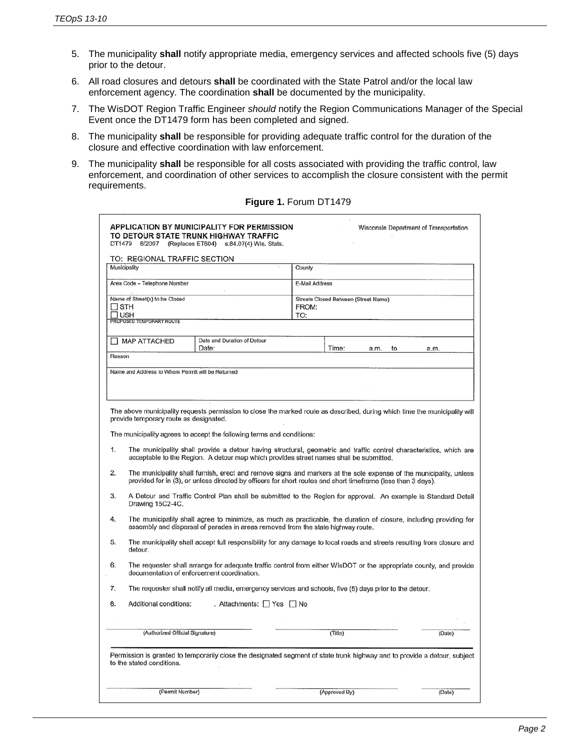5. The municipality **shall** notify appropriate media, emergency services and affected schools five (5) days prior to the detour.

6. All road closures and detours **shall** be coordinated with the State Patrol and/or the local law enforcement agency. The coordination **shall** be documented by the municipality.

7. The WisDOT Region Traffic Engineer *should* notify the Region Communications Manager of the Special Event once the DT1479 form has been completed and signed.

8. The municipality **shall** be responsible for providing adequate traffic control for the duration of the closure and effective coordination with law enforcement.

9. The municipality **shall** be responsible for all costs associated with providing the traffic control, law enforcement, and coordination of other services to accomplish the closure consistent with the permit requirements.

**Figure 1.** Forum DT1479

**APPLICATION BY MUNICIPALITY FOR PERMISSION TO DETOUR STATE TRUNK HIGHWAY TRAFFIC**
DT1479 6/2007 (Replaces ET604) s.84.07(4) Wis. Stats.

Wisconsin Department of Transportation

TO: REGIONAL TRAFFIC SECTION

| | | |
|---|---|---|
| Municipality | | County |
| Area Code – Telephone Number | | E-Mail Address |
| Name of Street(s) to be Closed<br>☐ STH<br>☐ USH | | Streets Closed Between (Street Name)<br>FROM:<br>TO: |
| PROPOSED TEMPORARY ROUTE | | |
| ☐ MAP ATTACHED | Date and Duration of Detour<br>Date: | Time: a.m. to a.m. |
| Reason | | |
| Name and Address to Whom Permit will be Returned | | |

The above municipality requests permission to close the marked route as described, during which time the municipality will provide temporary route as designated.

The municipality agrees to accept the following terms and conditions:

1. The municipality shall provide a detour having structural, geometric and traffic control characteristics, which are acceptable to the Region. A detour map which provides street names shall be submitted.
2. The municipality shall furnish, erect and remove signs and markers at the sole expense of the municipality, unless provided for in (3), or unless directed by officers for short routes and short timeframe (less than 3 days).
3. A Detour and Traffic Control Plan shall be submitted to the Region for approval. An example is Standard Detail Drawing 15C2-4C.
4. The municipality shall agree to minimize, as much as practicable, the duration of closure, including providing for assembly and dispersal of parades in areas removed from the state highway route.
5. The municipality shall accept full responsibility for any damage to local roads and streets resulting from closure and detour.
6. The requester shall arrange for adequate traffic control from either WisDOT or the appropriate county, and provide documentation of enforcement coordination.
7. The requester shall notify all media, emergency services and schools, five (5) days prior to the detour.
8. Additional conditions: . Attachments: ☐ Yes ☐ No

(Authorized Official Signature) (Title) (Date)

Permission is granted to temporarily close the designated segment of state trunk highway and to provide a detour, subject to the stated conditions.

(Permit Number) (Approved By) (Date)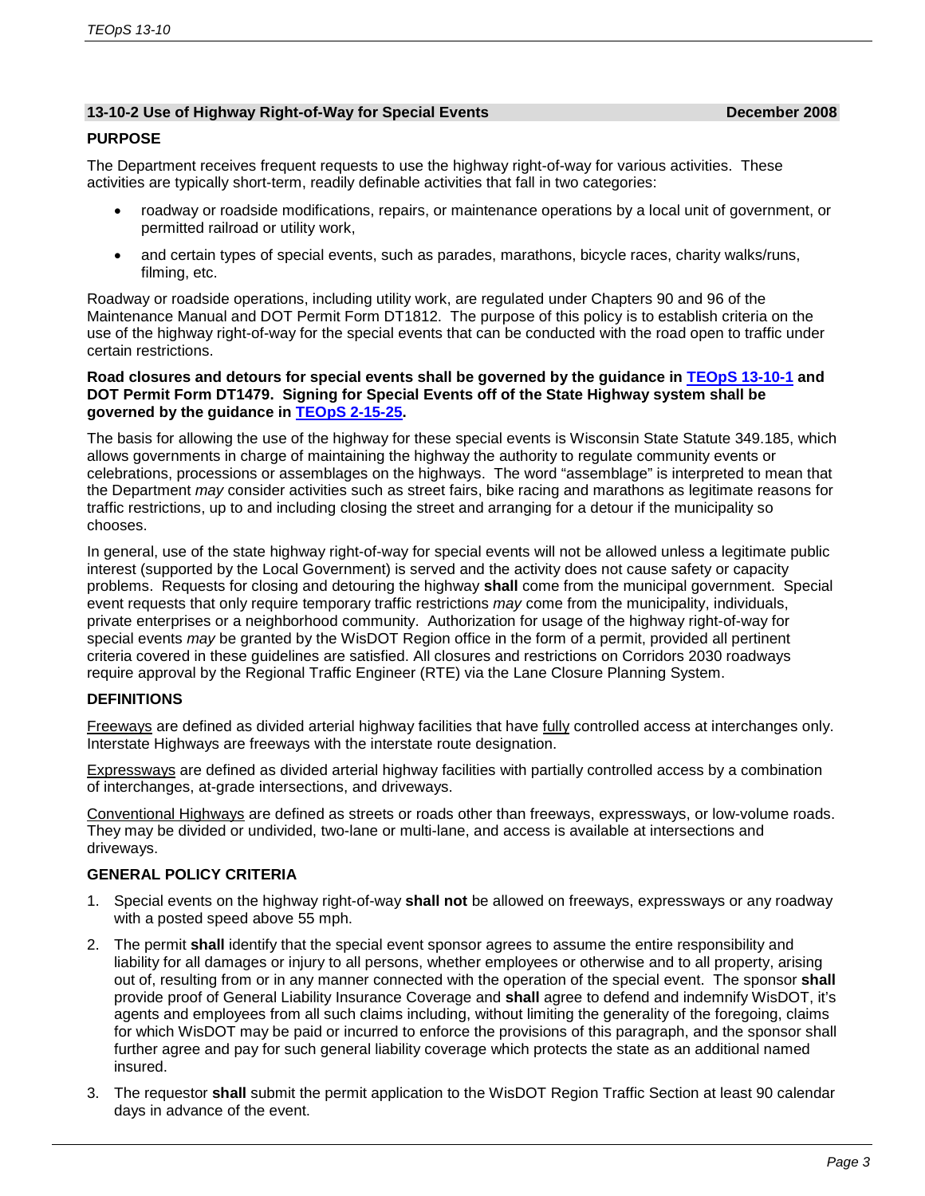## 13-10-2 Use of Highway Right-of-Way for Special Events — December 2008

### PURPOSE

The Department receives frequent requests to use the highway right-of-way for various activities. These activities are typically short-term, readily definable activities that fall in two categories:

- roadway or roadside modifications, repairs, or maintenance operations by a local unit of government, or permitted railroad or utility work,
- and certain types of special events, such as parades, marathons, bicycle races, charity walks/runs, filming, etc.

Roadway or roadside operations, including utility work, are regulated under Chapters 90 and 96 of the Maintenance Manual and DOT Permit Form DT1812. The purpose of this policy is to establish criteria on the use of the highway right-of-way for the special events that can be conducted with the road open to traffic under certain restrictions.

**Road closures and detours for special events shall be governed by the guidance in TEOpS 13-10-1 and DOT Permit Form DT1479. Signing for Special Events off of the State Highway system shall be governed by the guidance in TEOpS 2-15-25.**

The basis for allowing the use of the highway for these special events is Wisconsin State Statute 349.185, which allows governments in charge of maintaining the highway the authority to regulate community events or celebrations, processions or assemblages on the highways. The word "assemblage" is interpreted to mean that the Department *may* consider activities such as street fairs, bike racing and marathons as legitimate reasons for traffic restrictions, up to and including closing the street and arranging for a detour if the municipality so chooses.

In general, use of the state highway right-of-way for special events will not be allowed unless a legitimate public interest (supported by the Local Government) is served and the activity does not cause safety or capacity problems. Requests for closing and detouring the highway **shall** come from the municipal government. Special event requests that only require temporary traffic restrictions *may* come from the municipality, individuals, private enterprises or a neighborhood community. Authorization for usage of the highway right-of-way for special events *may* be granted by the WisDOT Region office in the form of a permit, provided all pertinent criteria covered in these guidelines are satisfied. All closures and restrictions on Corridors 2030 roadways require approval by the Regional Traffic Engineer (RTE) via the Lane Closure Planning System.

### DEFINITIONS

Freeways are defined as divided arterial highway facilities that have fully controlled access at interchanges only. Interstate Highways are freeways with the interstate route designation.

Expressways are defined as divided arterial highway facilities with partially controlled access by a combination of interchanges, at-grade intersections, and driveways.

Conventional Highways are defined as streets or roads other than freeways, expressways, or low-volume roads. They may be divided or undivided, two-lane or multi-lane, and access is available at intersections and driveways.

### GENERAL POLICY CRITERIA

1. Special events on the highway right-of-way **shall not** be allowed on freeways, expressways or any roadway with a posted speed above 55 mph.
2. The permit **shall** identify that the special event sponsor agrees to assume the entire responsibility and liability for all damages or injury to all persons, whether employees or otherwise and to all property, arising out of, resulting from or in any manner connected with the operation of the special event. The sponsor **shall** provide proof of General Liability Insurance Coverage and **shall** agree to defend and indemnify WisDOT, it's agents and employees from all such claims including, without limiting the generality of the foregoing, claims for which WisDOT may be paid or incurred to enforce the provisions of this paragraph, and the sponsor shall further agree and pay for such general liability coverage which protects the state as an additional named insured.
3. The requestor **shall** submit the permit application to the WisDOT Region Traffic Section at least 90 calendar days in advance of the event.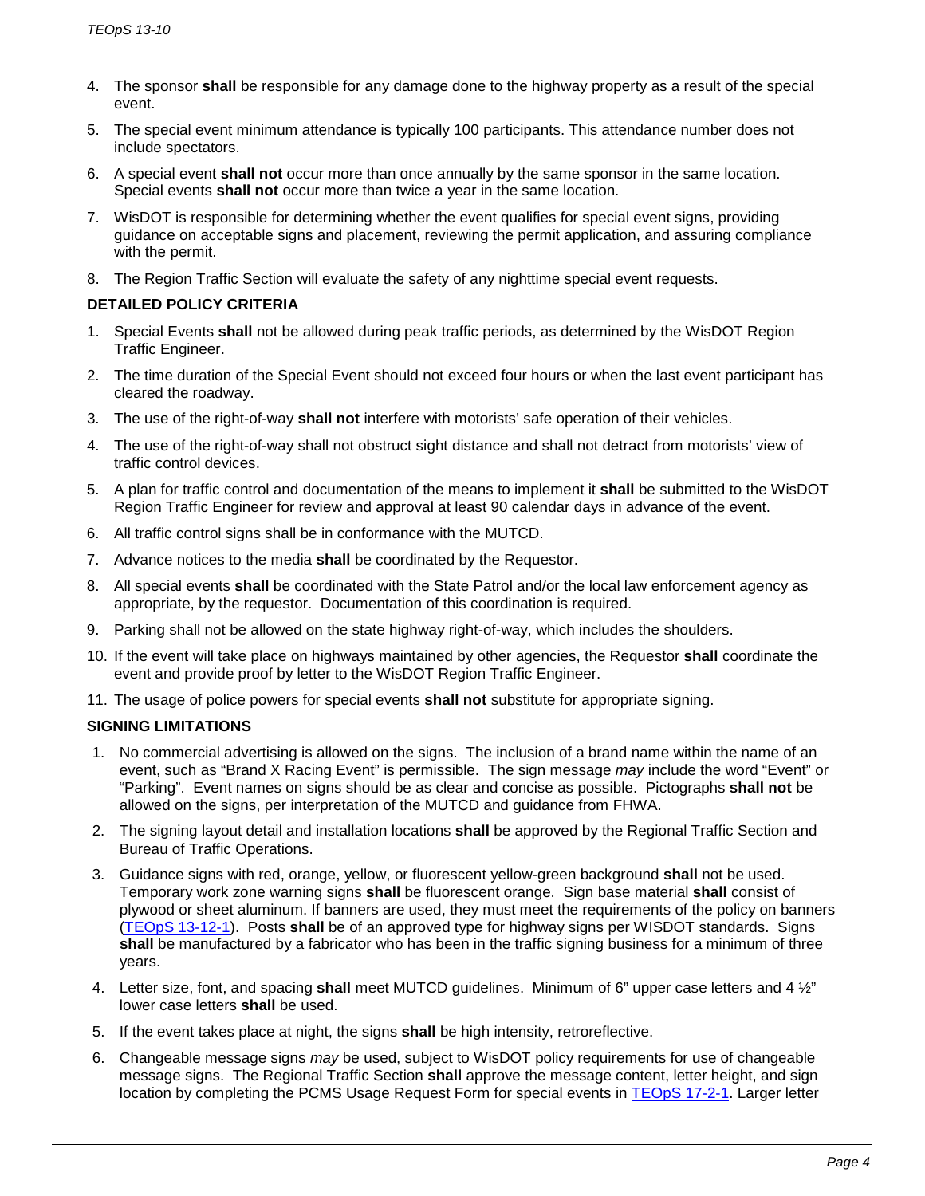4. The sponsor **shall** be responsible for any damage done to the highway property as a result of the special event.
5. The special event minimum attendance is typically 100 participants. This attendance number does not include spectators.
6. A special event **shall not** occur more than once annually by the same sponsor in the same location. Special events **shall not** occur more than twice a year in the same location.
7. WisDOT is responsible for determining whether the event qualifies for special event signs, providing guidance on acceptable signs and placement, reviewing the permit application, and assuring compliance with the permit.
8. The Region Traffic Section will evaluate the safety of any nighttime special event requests.

**DETAILED POLICY CRITERIA**

1. Special Events **shall** not be allowed during peak traffic periods, as determined by the WisDOT Region Traffic Engineer.
2. The time duration of the Special Event should not exceed four hours or when the last event participant has cleared the roadway.
3. The use of the right-of-way **shall not** interfere with motorists' safe operation of their vehicles.
4. The use of the right-of-way shall not obstruct sight distance and shall not detract from motorists' view of traffic control devices.
5. A plan for traffic control and documentation of the means to implement it **shall** be submitted to the WisDOT Region Traffic Engineer for review and approval at least 90 calendar days in advance of the event.
6. All traffic control signs shall be in conformance with the MUTCD.
7. Advance notices to the media **shall** be coordinated by the Requestor.
8. All special events **shall** be coordinated with the State Patrol and/or the local law enforcement agency as appropriate, by the requestor. Documentation of this coordination is required.
9. Parking shall not be allowed on the state highway right-of-way, which includes the shoulders.
10. If the event will take place on highways maintained by other agencies, the Requestor **shall** coordinate the event and provide proof by letter to the WisDOT Region Traffic Engineer.
11. The usage of police powers for special events **shall not** substitute for appropriate signing.

**SIGNING LIMITATIONS**

1. No commercial advertising is allowed on the signs. The inclusion of a brand name within the name of an event, such as "Brand X Racing Event" is permissible. The sign message *may* include the word "Event" or "Parking". Event names on signs should be as clear and concise as possible. Pictographs **shall not** be allowed on the signs, per interpretation of the MUTCD and guidance from FHWA.
2. The signing layout detail and installation locations **shall** be approved by the Regional Traffic Section and Bureau of Traffic Operations.
3. Guidance signs with red, orange, yellow, or fluorescent yellow-green background **shall** not be used. Temporary work zone warning signs **shall** be fluorescent orange. Sign base material **shall** consist of plywood or sheet aluminum. If banners are used, they must meet the requirements of the policy on banners (TEOpS 13-12-1). Posts **shall** be of an approved type for highway signs per WISDOT standards. Signs **shall** be manufactured by a fabricator who has been in the traffic signing business for a minimum of three years.
4. Letter size, font, and spacing **shall** meet MUTCD guidelines. Minimum of 6" upper case letters and 4 ½" lower case letters **shall** be used.
5. If the event takes place at night, the signs **shall** be high intensity, retroreflective.
6. Changeable message signs *may* be used, subject to WisDOT policy requirements for use of changeable message signs. The Regional Traffic Section **shall** approve the message content, letter height, and sign location by completing the PCMS Usage Request Form for special events in TEOpS 17-2-1. Larger letter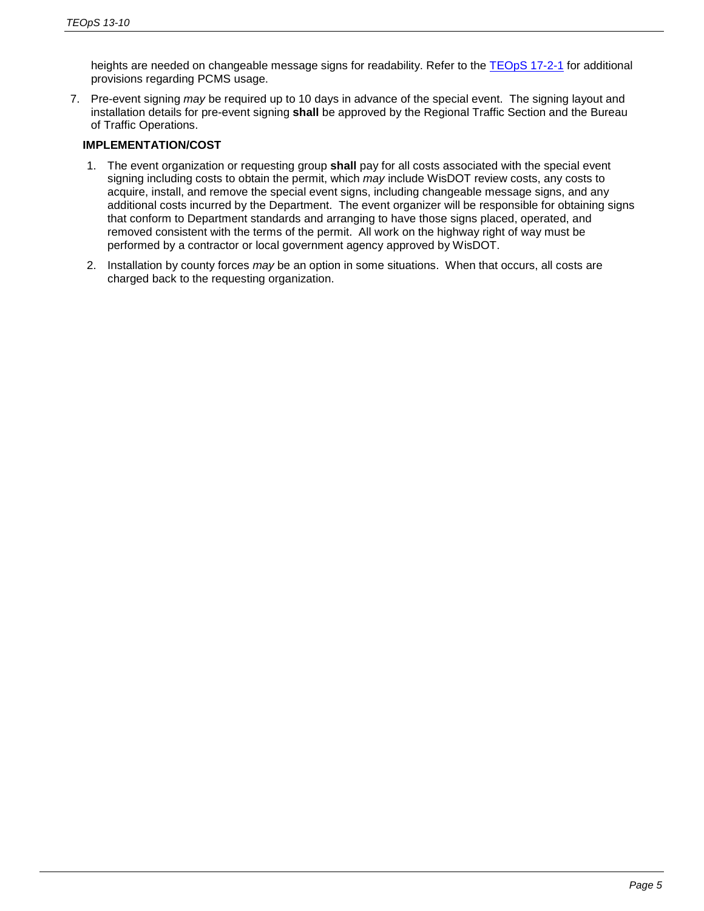heights are needed on changeable message signs for readability. Refer to the [TEOpS 17-2-1] for additional provisions regarding PCMS usage.

7. Pre-event signing *may* be required up to 10 days in advance of the special event. The signing layout and installation details for pre-event signing **shall** be approved by the Regional Traffic Section and the Bureau of Traffic Operations.

**IMPLEMENTATION/COST**

1. The event organization or requesting group **shall** pay for all costs associated with the special event signing including costs to obtain the permit, which *may* include WisDOT review costs, any costs to acquire, install, and remove the special event signs, including changeable message signs, and any additional costs incurred by the Department. The event organizer will be responsible for obtaining signs that conform to Department standards and arranging to have those signs placed, operated, and removed consistent with the terms of the permit. All work on the highway right of way must be performed by a contractor or local government agency approved by WisDOT.

2. Installation by county forces *may* be an option in some situations. When that occurs, all costs are charged back to the requesting organization.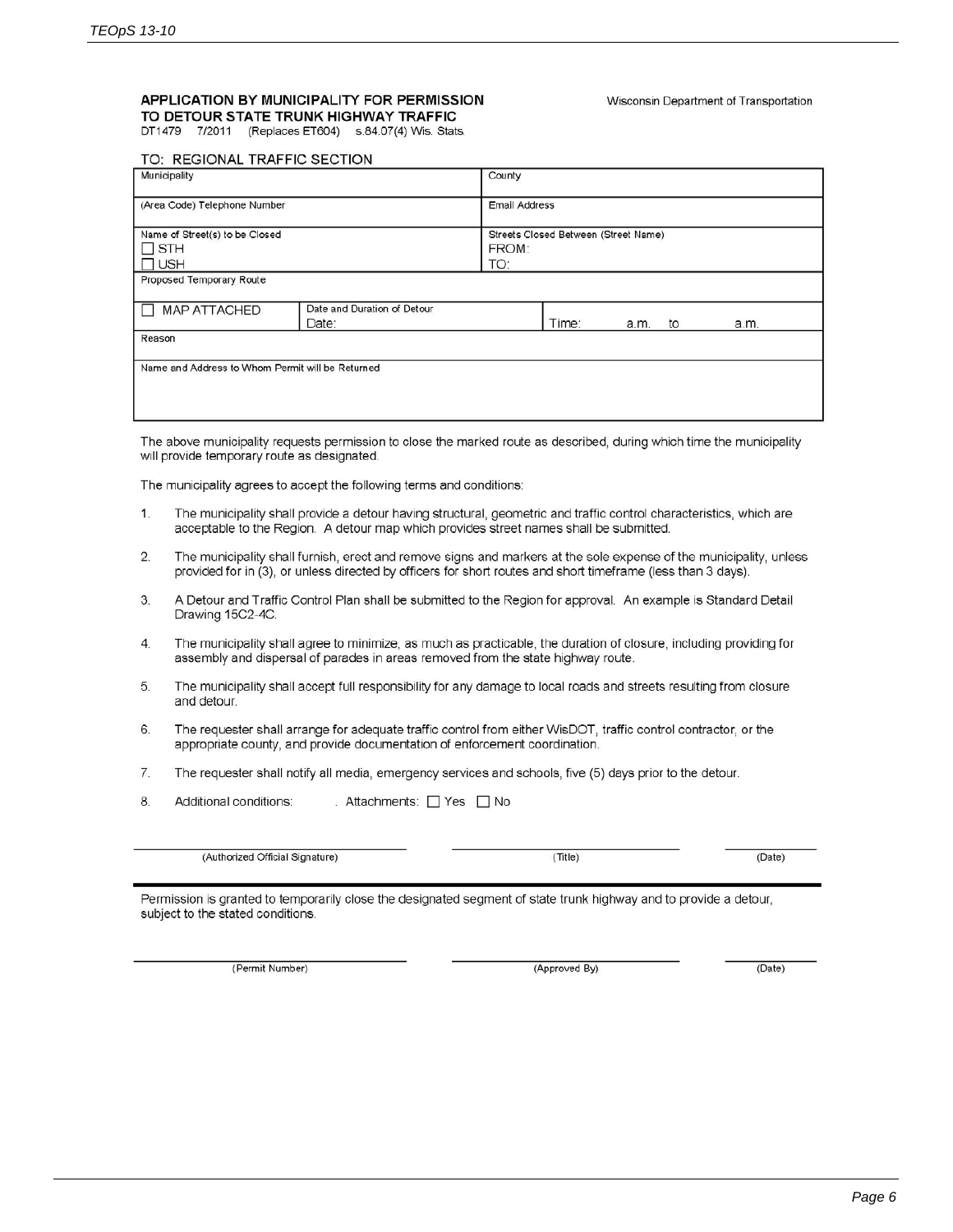**APPLICATION BY MUNICIPALITY FOR PERMISSION TO DETOUR STATE TRUNK HIGHWAY TRAFFIC**

DT1479 7/2011 (Replaces ET604) s.84.07(4) Wis. Stats.

Wisconsin Department of Transportation

TO: REGIONAL TRAFFIC SECTION

| | | |
|---|---|---|
| Municipality | | County |
| (Area Code) Telephone Number | | Email Address |
| Name of Street(s) to be Closed<br>☐ STH<br>☐ USH | | Streets Closed Between (Street Name)<br>FROM:<br>TO: |
| Proposed Temporary Route | | |
| ☐ MAP ATTACHED | Date and Duration of Detour<br>Date: | Time: a.m. to a.m. |
| Reason | | |
| Name and Address to Whom Permit will be Returned | | |

The above municipality requests permission to close the marked route as described, during which time the municipality will provide temporary route as designated.

The municipality agrees to accept the following terms and conditions:

1. The municipality shall provide a detour having structural, geometric and traffic control characteristics, which are acceptable to the Region. A detour map which provides street names shall be submitted.
2. The municipality shall furnish, erect and remove signs and markers at the sole expense of the municipality, unless provided for in (3), or unless directed by officers for short routes and short timeframe (less than 3 days).
3. A Detour and Traffic Control Plan shall be submitted to the Region for approval. An example is Standard Detail Drawing 15C2-4C.
4. The municipality shall agree to minimize, as much as practicable, the duration of closure, including providing for assembly and dispersal of parades in areas removed from the state highway route.
5. The municipality shall accept full responsibility for any damage to local roads and streets resulting from closure and detour.
6. The requester shall arrange for adequate traffic control from either WisDOT, traffic control contractor, or the appropriate county, and provide documentation of enforcement coordination.
7. The requester shall notify all media, emergency services and schools, five (5) days prior to the detour.
8. Additional conditions: . Attachments: ☐ Yes ☐ No

(Authorized Official Signature) (Title) (Date)

Permission is granted to temporarily close the designated segment of state trunk highway and to provide a detour, subject to the stated conditions.

(Permit Number) (Approved By) (Date)